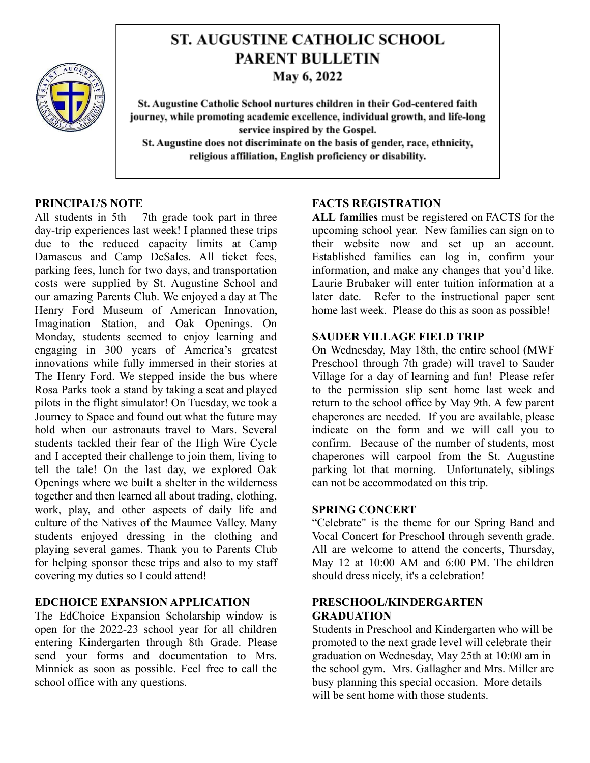# ST. AUGUSTINE CATHOLIC SCHOOL PARENT BULLETIN

## May 6, 2022

**St. Augustine Catholic School nurtures children in their God-centered faith journey, while promoting academic excellence, individual growth, and life-long service inspired by the Gospel.**

**St. Augustine does not discriminate on the basis of gender, race, ethnicity, religious affiliation, English proficiency or disability.**

### PRINCIPAL'S NOTE

All students in 5th – 7th grade took part in three day-trip experiences last week! I planned these trips due to the reduced capacity limits at Camp Damascus and Camp DeSales. All ticket fees, parking fees, lunch for two days, and transportation costs were supplied by St. Augustine School and our amazing Parents Club. We enjoyed a day at The Henry Ford Museum of American Innovation, Imagination Station, and Oak Openings. On Monday, students seemed to enjoy learning and engaging in 300 years of America's greatest innovations while fully immersed in their stories at The Henry Ford. We stepped inside the bus where Rosa Parks took a stand by taking a seat and played pilots in the flight simulator! On Tuesday, we took a Journey to Space and found out what the future may hold when our astronauts travel to Mars. Several students tackled their fear of the High Wire Cycle and I accepted their challenge to join them, living to tell the tale! On the last day, we explored Oak Openings where we built a shelter in the wilderness together and then learned all about trading, clothing, work, play, and other aspects of daily life and culture of the Natives of the Maumee Valley. Many students enjoyed dressing in the clothing and playing several games. Thank you to Parents Club for helping sponsor these trips and also to my staff covering my duties so I could attend!

### EDCHOICE EXPANSION APPLICATION

The EdChoice Expansion Scholarship window is open for the 2022-23 school year for all children entering Kindergarten through 8th Grade. Please send your forms and documentation to Mrs. Minnick as soon as possible. Feel free to call the school office with any questions.

### FACTS REGISTRATION

**ALL families** must be registered on FACTS for the upcoming school year. New families can sign on to their website now and set up an account. Established families can log in, confirm your information, and make any changes that you'd like. Laurie Brubaker will enter tuition information at a later date. Refer to the instructional paper sent home last week. Please do this as soon as possible!

### SAUDER VILLAGE FIELD TRIP

On Wednesday, May 18th, the entire school (MWF Preschool through 7th grade) will travel to Sauder Village for a day of learning and fun! Please refer to the permission slip sent home last week and return to the school office by May 9th. A few parent chaperones are needed. If you are available, please indicate on the form and we will call you to confirm. Because of the number of students, most chaperones will carpool from the St. Augustine parking lot that morning. Unfortunately, siblings can not be accommodated on this trip.

### SPRING CONCERT

"Celebrate" is the theme for our Spring Band and Vocal Concert for Preschool through seventh grade. All are welcome to attend the concerts, Thursday, May 12 at 10:00 AM and 6:00 PM. The children should dress nicely, it's a celebration!

### PRESCHOOL/KINDERGARTEN GRADUATION

Students in Preschool and Kindergarten who will be promoted to the next grade level will celebrate their graduation on Wednesday, May 25th at 10:00 am in the school gym. Mrs. Gallagher and Mrs. Miller are busy planning this special occasion. More details will be sent home with those students.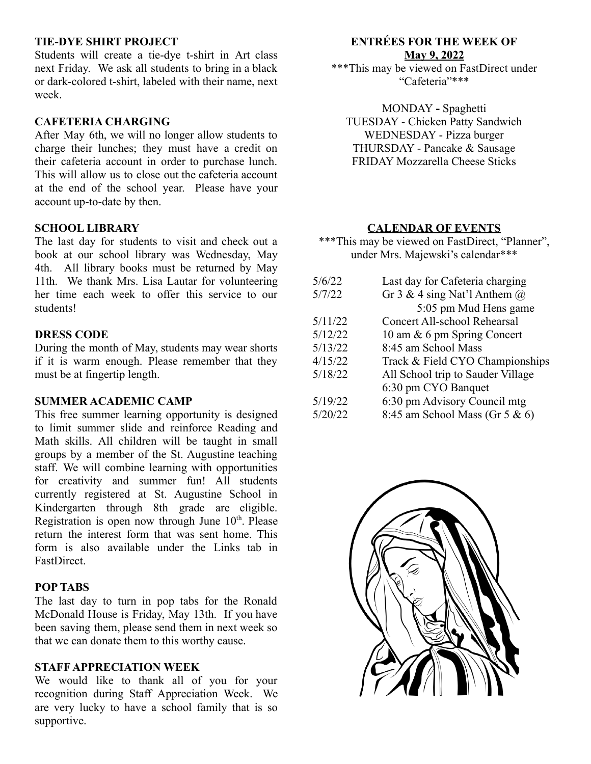## TIE-DYE SHIRT PROJECT

Students will create a tie-dye t-shirt in Art class next Friday. We ask all students to bring in a black or dark-colored t-shirt, labeled with their name, next week.

## CAFETERIA CHARGING

After May 6th, we will no longer allow students to charge their lunches; they must have a credit on their cafeteria account in order to purchase lunch. This will allow us to close out the cafeteria account at the end of the school year. Please have your account up-to-date by then.

## SCHOOL LIBRARY

The last day for students to visit and check out a book at our school library was Wednesday, May 4th. All library books must be returned by May 11th. We thank Mrs. Lisa Lautar for volunteering her time each week to offer this service to our students!

## DRESS CODE

During the month of May, students may wear shorts if it is warm enough. Please remember that they must be at fingertip length.

## SUMMER ACADEMIC CAMP

This free summer learning opportunity is designed to limit summer slide and reinforce Reading and Math skills. All children will be taught in small groups by a member of the St. Augustine teaching staff. We will combine learning with opportunities for creativity and summer fun! All students currently registered at St. Augustine School in Kindergarten through 8th grade are eligible. Registration is open now through June 10th. Please return the interest form that was sent home. This form is also available under the Links tab in FastDirect.

## POP TABS

The last day to turn in pop tabs for the Ronald McDonald House is Friday, May 13th. If you have been saving them, please send them in next week so that we can donate them to this worthy cause.

## STAFF APPRECIATION WEEK

We would like to thank all of you for your recognition during Staff Appreciation Week. We are very lucky to have a school family that is so supportive.

## ENTRÉES FOR THE WEEK OF May 9, 2022

***This may be viewed on FastDirect under "Cafeteria"***

MONDAY - Spaghetti
TUESDAY - Chicken Patty Sandwich
WEDNESDAY - Pizza burger
THURSDAY - Pancake & Sausage
FRIDAY Mozzarella Cheese Sticks

## CALENDAR OF EVENTS

***This may be viewed on FastDirect, "Planner", under Mrs. Majewski's calendar***

| | |
|---|---|
| 5/6/22 | Last day for Cafeteria charging |
| 5/7/22 | Gr 3 & 4 sing Nat'l Anthem @ 5:05 pm Mud Hens game |
| 5/11/22 | Concert All-school Rehearsal |
| 5/12/22 | 10 am & 6 pm Spring Concert |
| 5/13/22 | 8:45 am School Mass |
| 4/15/22 | Track & Field CYO Championships |
| 5/18/22 | All School trip to Sauder Village<br>6:30 pm CYO Banquet |
| 5/19/22 | 6:30 pm Advisory Council mtg |
| 5/20/22 | 8:45 am School Mass (Gr 5 & 6) |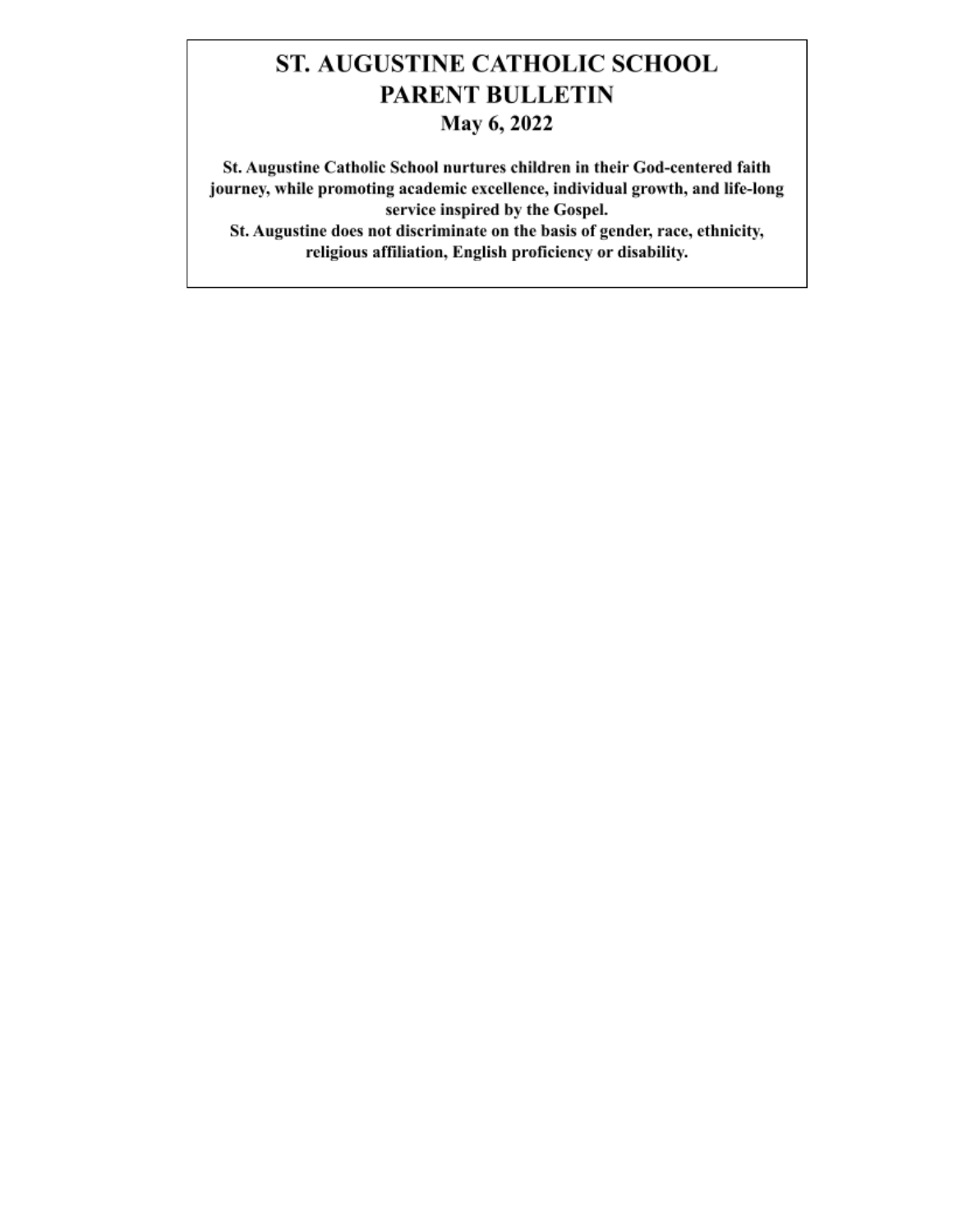# ST. AUGUSTINE CATHOLIC SCHOOL
# PARENT BULLETIN
## May 6, 2022

**St. Augustine Catholic School nurtures children in their God-centered faith journey, while promoting academic excellence, individual growth, and life-long service inspired by the Gospel.**
**St. Augustine does not discriminate on the basis of gender, race, ethnicity, religious affiliation, English proficiency or disability.**